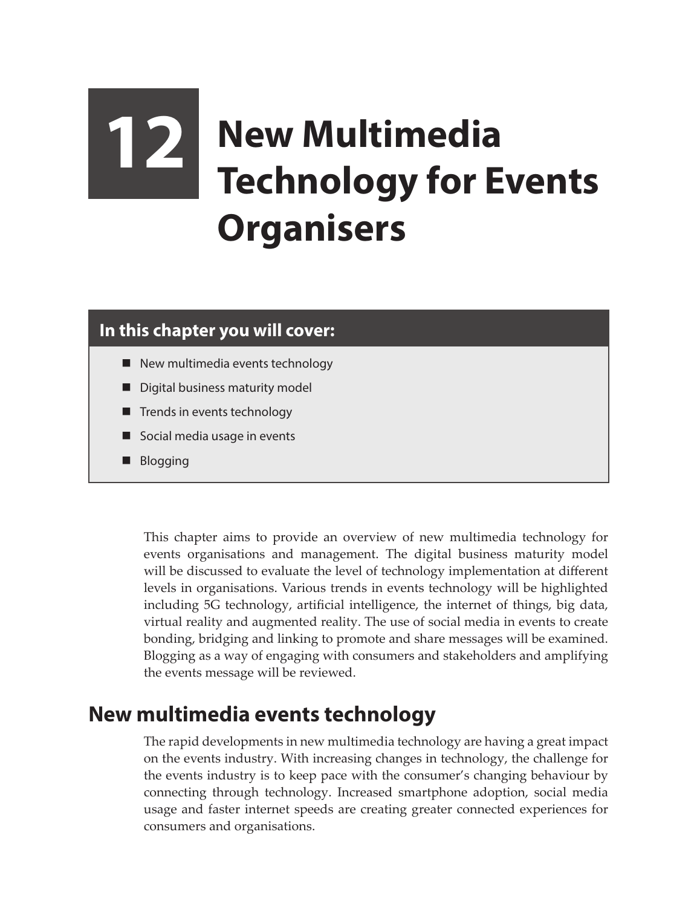# 12 New Multimedia Technology for Events Organisers

**In this chapter you will cover:**

- New multimedia events technology
- Digital business maturity model
- Trends in events technology
- Social media usage in events
- Blogging

This chapter aims to provide an overview of new multimedia technology for events organisations and management. The digital business maturity model will be discussed to evaluate the level of technology implementation at different levels in organisations. Various trends in events technology will be highlighted including 5G technology, artificial intelligence, the internet of things, big data, virtual reality and augmented reality. The use of social media in events to create bonding, bridging and linking to promote and share messages will be examined. Blogging as a way of engaging with consumers and stakeholders and amplifying the events message will be reviewed.

## New multimedia events technology

The rapid developments in new multimedia technology are having a great impact on the events industry. With increasing changes in technology, the challenge for the events industry is to keep pace with the consumer's changing behaviour by connecting through technology. Increased smartphone adoption, social media usage and faster internet speeds are creating greater connected experiences for consumers and organisations.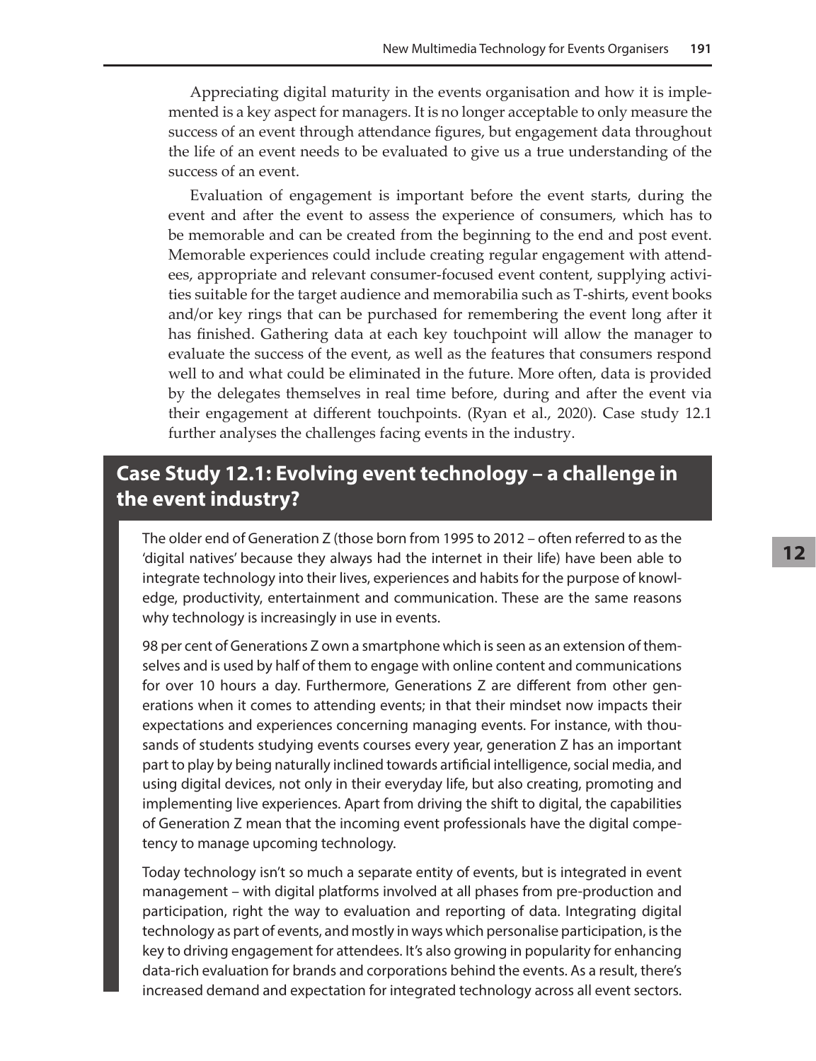Appreciating digital maturity in the events organisation and how it is implemented is a key aspect for managers. It is no longer acceptable to only measure the success of an event through attendance figures, but engagement data throughout the life of an event needs to be evaluated to give us a true understanding of the success of an event.

Evaluation of engagement is important before the event starts, during the event and after the event to assess the experience of consumers, which has to be memorable and can be created from the beginning to the end and post event. Memorable experiences could include creating regular engagement with attendees, appropriate and relevant consumer-focused event content, supplying activities suitable for the target audience and memorabilia such as T-shirts, event books and/or key rings that can be purchased for remembering the event long after it has finished. Gathering data at each key touchpoint will allow the manager to evaluate the success of the event, as well as the features that consumers respond well to and what could be eliminated in the future. More often, data is provided by the delegates themselves in real time before, during and after the event via their engagement at different touchpoints. (Ryan et al., 2020). Case study 12.1 further analyses the challenges facing events in the industry.

## Case Study 12.1: Evolving event technology – a challenge in the event industry?

The older end of Generation Z (those born from 1995 to 2012 – often referred to as the 'digital natives' because they always had the internet in their life) have been able to integrate technology into their lives, experiences and habits for the purpose of knowledge, productivity, entertainment and communication. These are the same reasons why technology is increasingly in use in events.

98 per cent of Generations Z own a smartphone which is seen as an extension of themselves and is used by half of them to engage with online content and communications for over 10 hours a day. Furthermore, Generations Z are different from other generations when it comes to attending events; in that their mindset now impacts their expectations and experiences concerning managing events. For instance, with thousands of students studying events courses every year, generation Z has an important part to play by being naturally inclined towards artificial intelligence, social media, and using digital devices, not only in their everyday life, but also creating, promoting and implementing live experiences. Apart from driving the shift to digital, the capabilities of Generation Z mean that the incoming event professionals have the digital competency to manage upcoming technology.

Today technology isn't so much a separate entity of events, but is integrated in event management – with digital platforms involved at all phases from pre-production and participation, right the way to evaluation and reporting of data. Integrating digital technology as part of events, and mostly in ways which personalise participation, is the key to driving engagement for attendees. It's also growing in popularity for enhancing data-rich evaluation for brands and corporations behind the events. As a result, there's increased demand and expectation for integrated technology across all event sectors.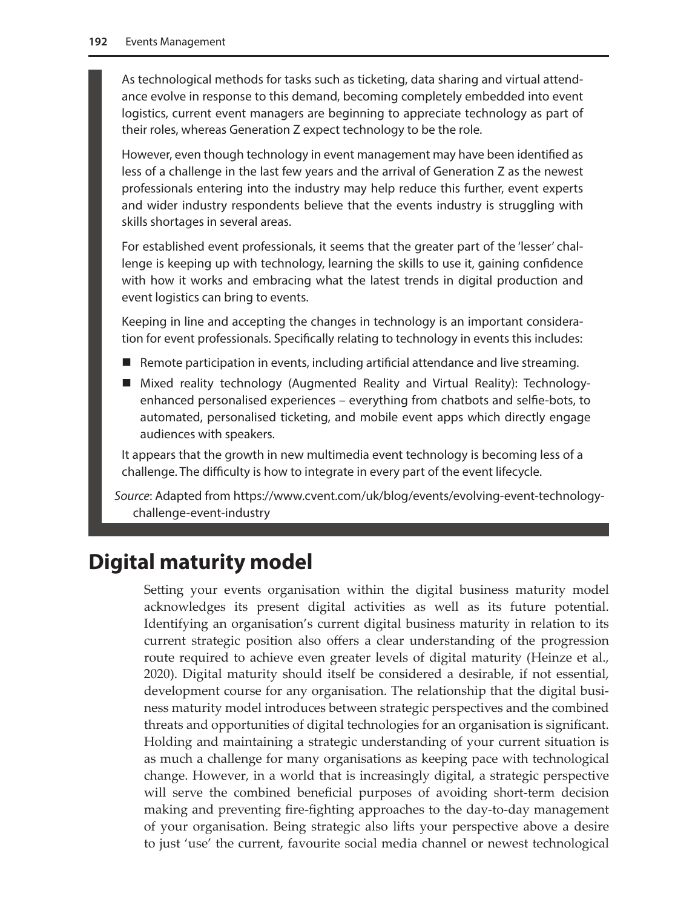As technological methods for tasks such as ticketing, data sharing and virtual attendance evolve in response to this demand, becoming completely embedded into event logistics, current event managers are beginning to appreciate technology as part of their roles, whereas Generation Z expect technology to be the role.

However, even though technology in event management may have been identified as less of a challenge in the last few years and the arrival of Generation Z as the newest professionals entering into the industry may help reduce this further, event experts and wider industry respondents believe that the events industry is struggling with skills shortages in several areas.

For established event professionals, it seems that the greater part of the 'lesser' challenge is keeping up with technology, learning the skills to use it, gaining confidence with how it works and embracing what the latest trends in digital production and event logistics can bring to events.

Keeping in line and accepting the changes in technology is an important consideration for event professionals. Specifically relating to technology in events this includes:

- Remote participation in events, including artificial attendance and live streaming.
- Mixed reality technology (Augmented Reality and Virtual Reality): Technology-enhanced personalised experiences – everything from chatbots and selfie-bots, to automated, personalised ticketing, and mobile event apps which directly engage audiences with speakers.

It appears that the growth in new multimedia event technology is becoming less of a challenge. The difficulty is how to integrate in every part of the event lifecycle.

*Source*: Adapted from https://www.cvent.com/uk/blog/events/evolving-event-technology-challenge-event-industry

## Digital maturity model

Setting your events organisation within the digital business maturity model acknowledges its present digital activities as well as its future potential. Identifying an organisation's current digital business maturity in relation to its current strategic position also offers a clear understanding of the progression route required to achieve even greater levels of digital maturity (Heinze et al., 2020). Digital maturity should itself be considered a desirable, if not essential, development course for any organisation. The relationship that the digital business maturity model introduces between strategic perspectives and the combined threats and opportunities of digital technologies for an organisation is significant. Holding and maintaining a strategic understanding of your current situation is as much a challenge for many organisations as keeping pace with technological change. However, in a world that is increasingly digital, a strategic perspective will serve the combined beneficial purposes of avoiding short-term decision making and preventing fire-fighting approaches to the day-to-day management of your organisation. Being strategic also lifts your perspective above a desire to just 'use' the current, favourite social media channel or newest technological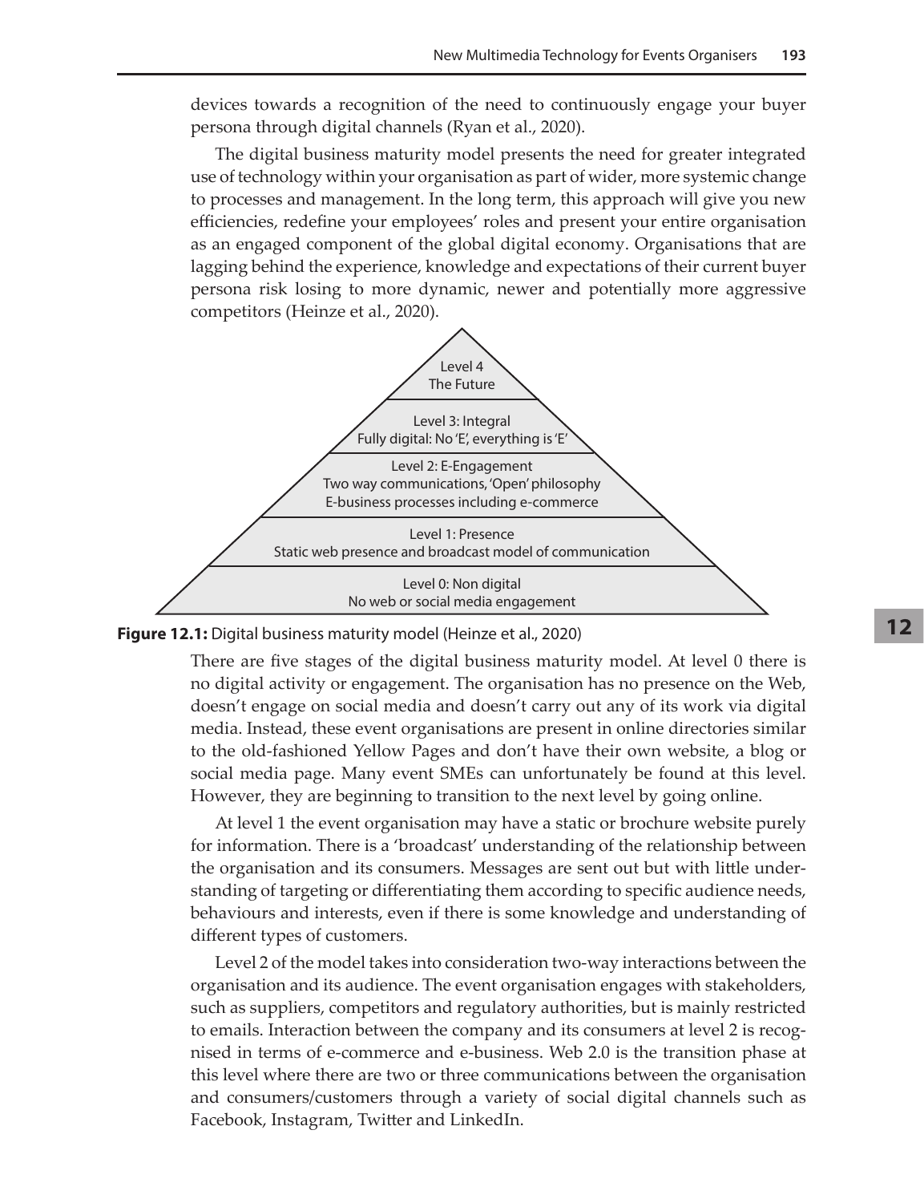devices towards a recognition of the need to continuously engage your buyer persona through digital channels (Ryan et al., 2020).

The digital business maturity model presents the need for greater integrated use of technology within your organisation as part of wider, more systemic change to processes and management. In the long term, this approach will give you new efficiencies, redefine your employees' roles and present your entire organisation as an engaged component of the global digital economy. Organisations that are lagging behind the experience, knowledge and expectations of their current buyer persona risk losing to more dynamic, newer and potentially more aggressive competitors (Heinze et al., 2020).

Level 4
The Future

Level 3: Integral
Fully digital: No 'E', everything is 'E'

Level 2: E-Engagement
Two way communications, 'Open' philosophy
E-business processes including e-commerce

Level 1: Presence
Static web presence and broadcast model of communication

Level 0: Non digital
No web or social media engagement

**Figure 12.1:** Digital business maturity model (Heinze et al., 2020)

There are five stages of the digital business maturity model. At level 0 there is no digital activity or engagement. The organisation has no presence on the Web, doesn't engage on social media and doesn't carry out any of its work via digital media. Instead, these event organisations are present in online directories similar to the old-fashioned Yellow Pages and don't have their own website, a blog or social media page. Many event SMEs can unfortunately be found at this level. However, they are beginning to transition to the next level by going online.

At level 1 the event organisation may have a static or brochure website purely for information. There is a 'broadcast' understanding of the relationship between the organisation and its consumers. Messages are sent out but with little understanding of targeting or differentiating them according to specific audience needs, behaviours and interests, even if there is some knowledge and understanding of different types of customers.

Level 2 of the model takes into consideration two-way interactions between the organisation and its audience. The event organisation engages with stakeholders, such as suppliers, competitors and regulatory authorities, but is mainly restricted to emails. Interaction between the company and its consumers at level 2 is recognised in terms of e-commerce and e-business. Web 2.0 is the transition phase at this level where there are two or three communications between the organisation and consumers/customers through a variety of social digital channels such as Facebook, Instagram, Twitter and LinkedIn.